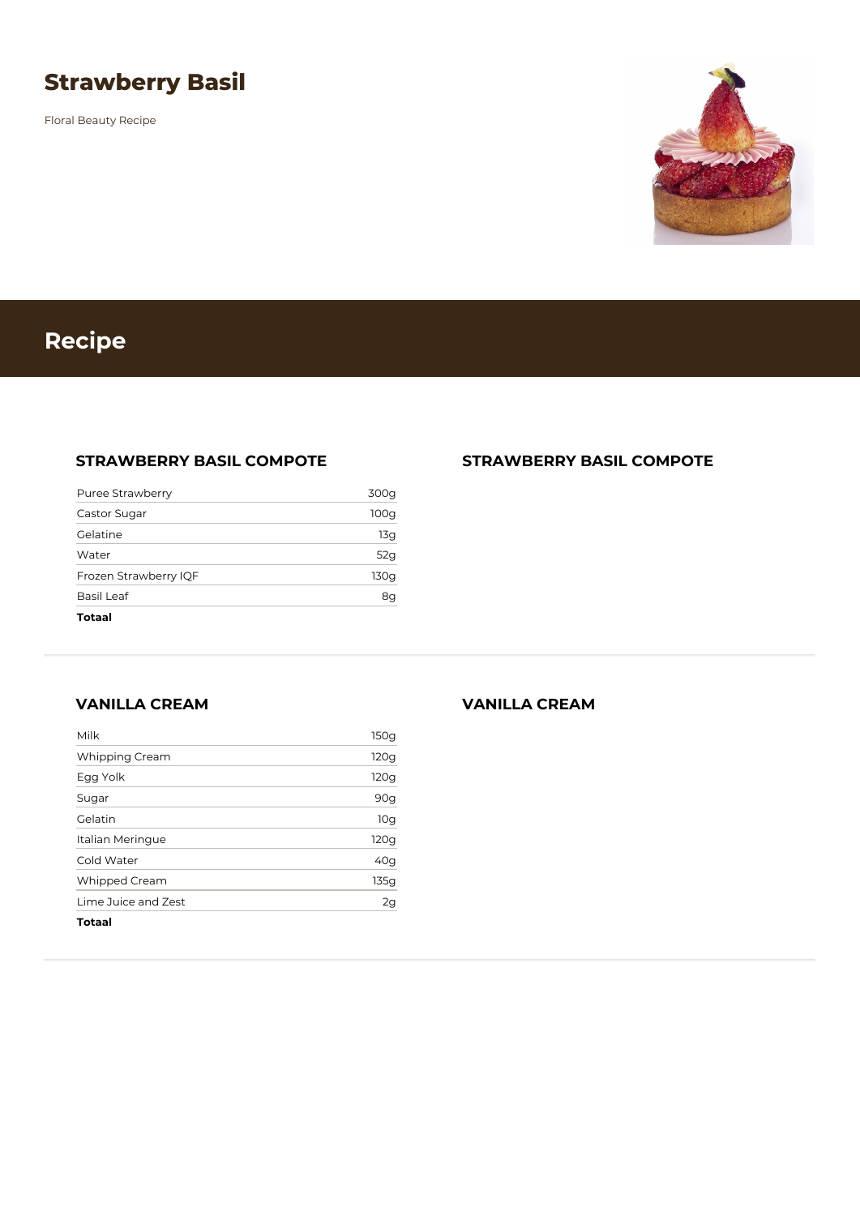# Strawberry Basil

Floral Beauty Recipe

## Recipe

### STRAWBERRY BASIL COMPOTE

| Ingredient | Amount |
|---|---|
| Puree Strawberry | 300g |
| Castor Sugar | 100g |
| Gelatine | 13g |
| Water | 52g |
| Frozen Strawberry IQF | 130g |
| Basil Leaf | 8g |
| **Totaal** | |

### STRAWBERRY BASIL COMPOTE

### VANILLA CREAM

| Ingredient | Amount |
|---|---|
| Milk | 150g |
| Whipping Cream | 120g |
| Egg Yolk | 120g |
| Sugar | 90g |
| Gelatin | 10g |
| Italian Meringue | 120g |
| Cold Water | 40g |
| Whipped Cream | 135g |
| Lime Juice and Zest | 2g |
| **Totaal** | |

### VANILLA CREAM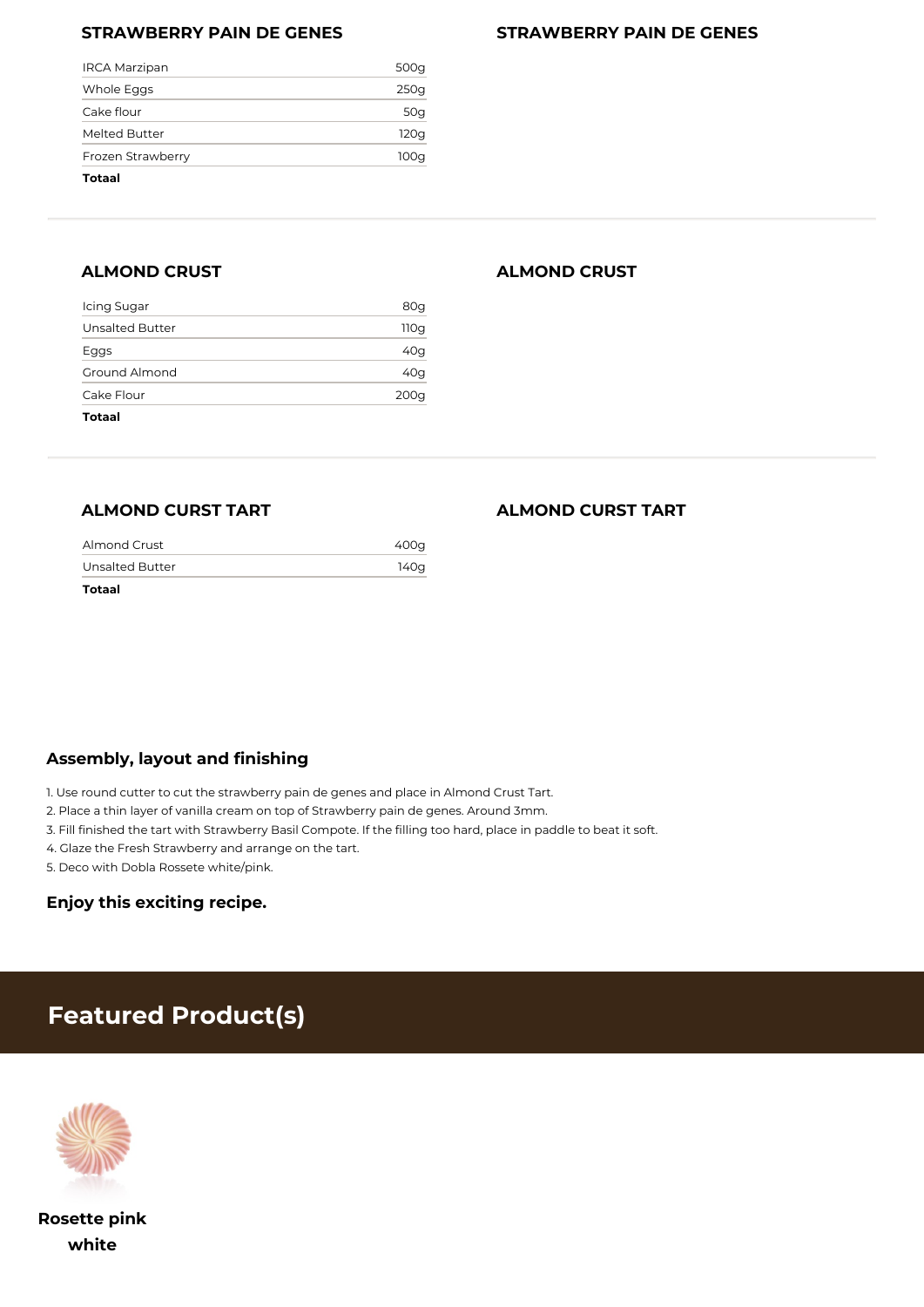## STRAWBERRY PAIN DE GENES

| | |
|---|---|
| IRCA Marzipan | 500g |
| Whole Eggs | 250g |
| Cake flour | 50g |
| Melted Butter | 120g |
| Frozen Strawberry | 100g |
| **Totaal** | |

## STRAWBERRY PAIN DE GENES

## ALMOND CRUST

| | |
|---|---|
| Icing Sugar | 80g |
| Unsalted Butter | 110g |
| Eggs | 40g |
| Ground Almond | 40g |
| Cake Flour | 200g |
| **Totaal** | |

## ALMOND CRUST

## ALMOND CURST TART

| | |
|---|---|
| Almond Crust | 400g |
| Unsalted Butter | 140g |
| **Totaal** | |

## ALMOND CURST TART

### Assembly, layout and finishing

1. Use round cutter to cut the strawberry pain de genes and place in Almond Crust Tart.
2. Place a thin layer of vanilla cream on top of Strawberry pain de genes. Around 3mm.
3. Fill finished the tart with Strawberry Basil Compote. If the filling too hard, place in paddle to beat it soft.
4. Glaze the Fresh Strawberry and arrange on the tart.
5. Deco with Dobla Rossete white/pink.

### Enjoy this exciting recipe.

## Featured Product(s)

**Rosette pink white**